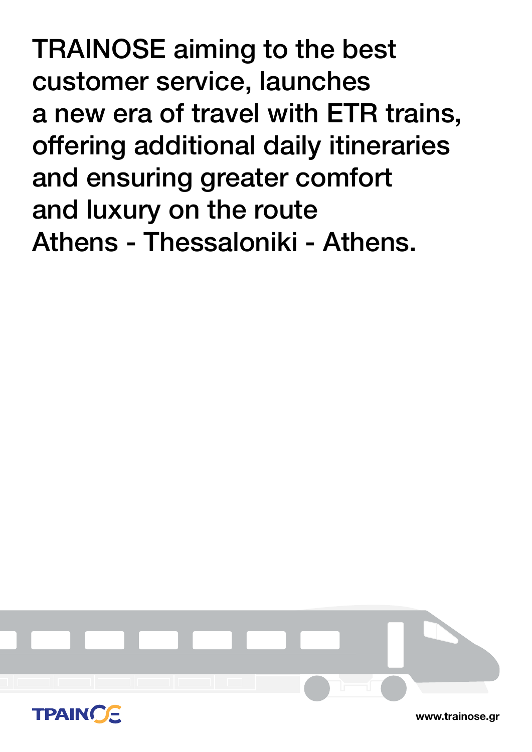TRAINOSE aiming to the best customer service, launches a new era of travel with ETR trains, offering additional daily itineraries and ensuring greater comfort and luxury on the route Athens - Thessaloniki - Athens.

ΤΡΑΙΝΟΣΕ

www.trainose.gr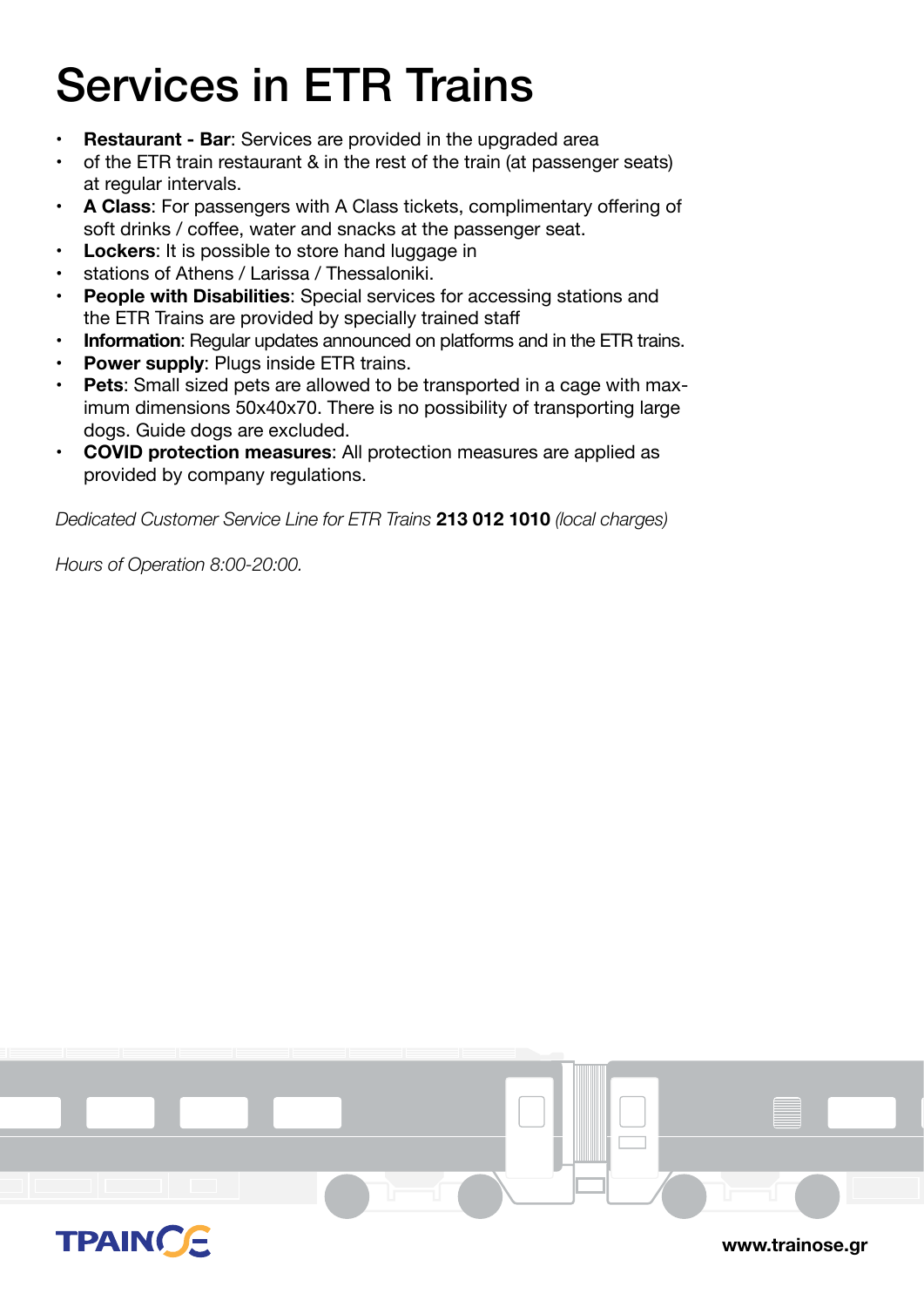# Services in ETR Trains

- **Restaurant - Bar**: Services are provided in the upgraded area
- of the ETR train restaurant & in the rest of the train (at passenger seats) at regular intervals.
- **A Class**: For passengers with A Class tickets, complimentary offering of soft drinks / coffee, water and snacks at the passenger seat.
- **Lockers**: It is possible to store hand luggage in
- stations of Athens / Larissa / Thessaloniki.
- **People with Disabilities**: Special services for accessing stations and the ETR Trains are provided by specially trained staff
- **Information**: Regular updates announced on platforms and in the ETR trains.
- **Power supply**: Plugs inside ETR trains.
- **Pets**: Small sized pets are allowed to be transported in a cage with maximum dimensions 50x40x70. There is no possibility of transporting large dogs. Guide dogs are excluded.
- **COVID protection measures**: All protection measures are applied as provided by company regulations.

*Dedicated Customer Service Line for ETR Trains* **213 012 1010** *(local charges)*

*Hours of Operation 8:00-20:00.*

TPAINOSE

www.trainose.gr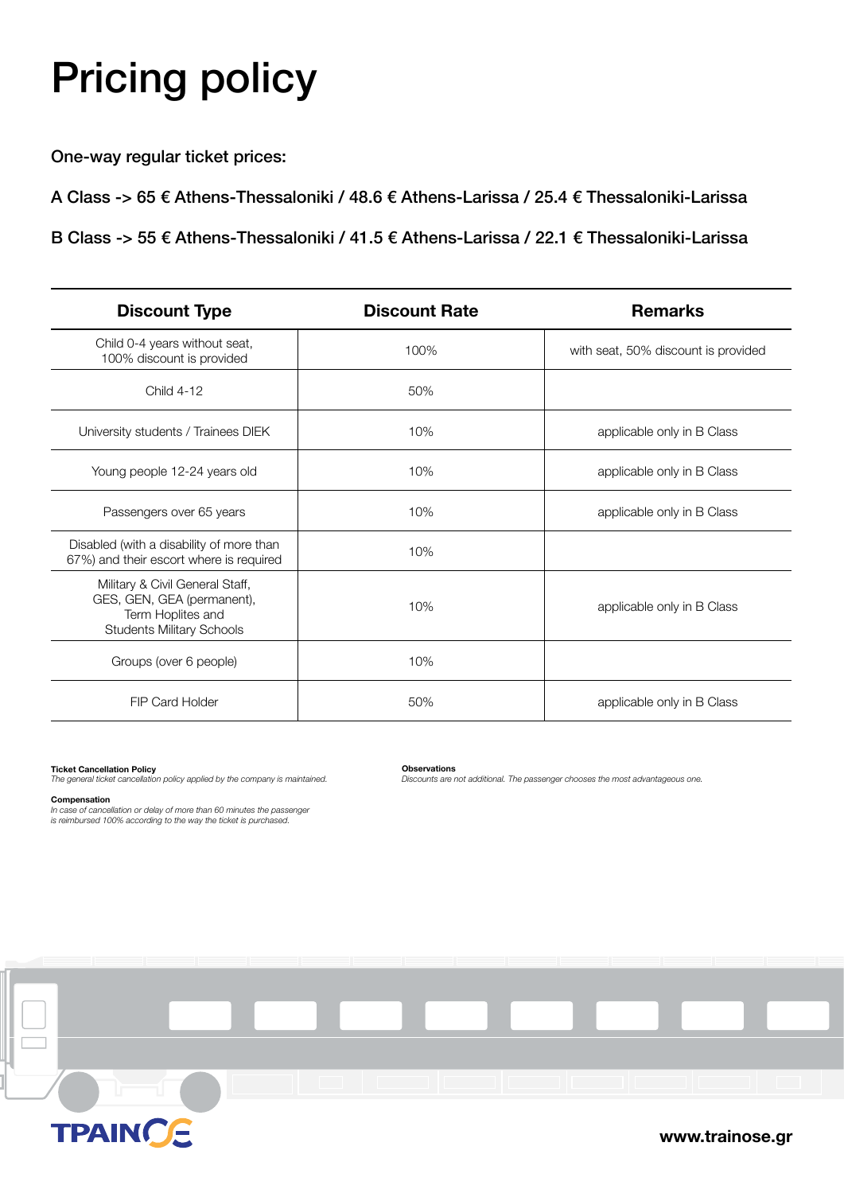# Pricing policy

**One-way regular ticket prices:**

**A Class -> 65 € Athens-Thessaloniki / 48.6 € Athens-Larissa / 25.4 € Thessaloniki-Larissa**

**B Class -> 55 € Athens-Thessaloniki / 41.5 € Athens-Larissa / 22.1 € Thessaloniki-Larissa**

| Discount Type | Discount Rate | Remarks |
|---|---|---|
| Child 0-4 years without seat, 100% discount is provided | 100% | with seat, 50% discount is provided |
| Child 4-12 | 50% | |
| University students / Trainees DIEK | 10% | applicable only in B Class |
| Young people 12-24 years old | 10% | applicable only in B Class |
| Passengers over 65 years | 10% | applicable only in B Class |
| Disabled (with a disability of more than 67%) and their escort where is required | 10% | |
| Military & Civil General Staff, GES, GEN, GEA (permanent), Term Hoplites and Students Military Schools | 10% | applicable only in B Class |
| Groups (over 6 people) | 10% | |
| FIP Card Holder | 50% | applicable only in B Class |

**Ticket Cancellation Policy**
*The general ticket cancellation policy applied by the company is maintained.*

**Compensation**
*In case of cancellation or delay of more than 60 minutes the passenger is reimbursed 100% according to the way the ticket is purchased.*

**Observations**
*Discounts are not additional. The passenger chooses the most advantageous one.*

TPAINOSE

**www.trainose.gr**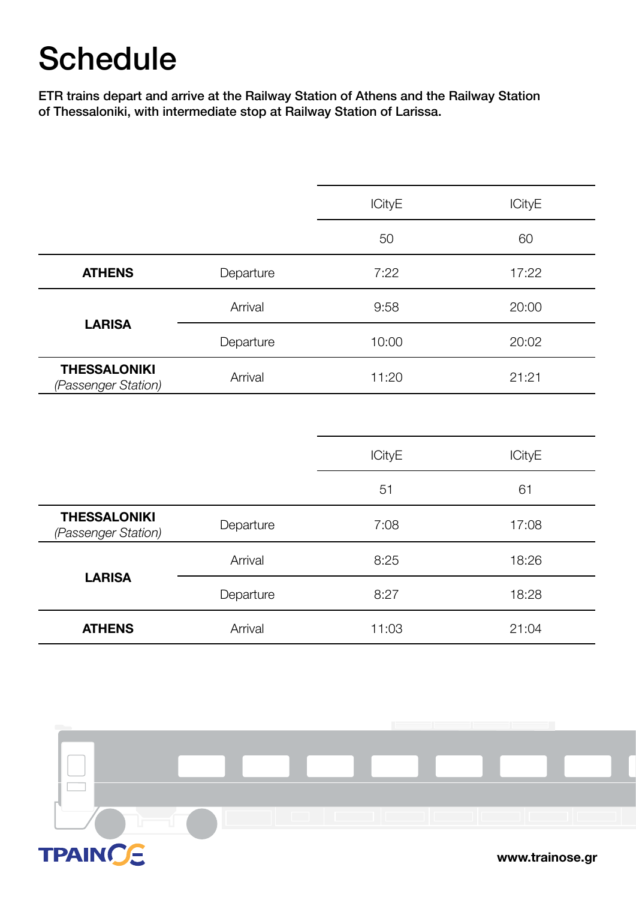# Schedule

**ETR trains depart and arrive at the Railway Station of Athens and the Railway Station of Thessaloniki, with intermediate stop at Railway Station of Larissa.**

| | | ICityE | ICityE |
|---|---|---|---|
| | | 50 | 60 |
| **ATHENS** | Departure | 7:22 | 17:22 |
| **LARISA** | Arrival | 9:58 | 20:00 |
| | Departure | 10:00 | 20:02 |
| **THESSALONIKI** *(Passenger Station)* | Arrival | 11:20 | 21:21 |

| | | ICityE | ICityE |
|---|---|---|---|
| | | 51 | 61 |
| **THESSALONIKI** *(Passenger Station)* | Departure | 7:08 | 17:08 |
| **LARISA** | Arrival | 8:25 | 18:26 |
| | Departure | 8:27 | 18:28 |
| **ATHENS** | Arrival | 11:03 | 21:04 |

**TPAINOSE**

**www.trainose.gr**